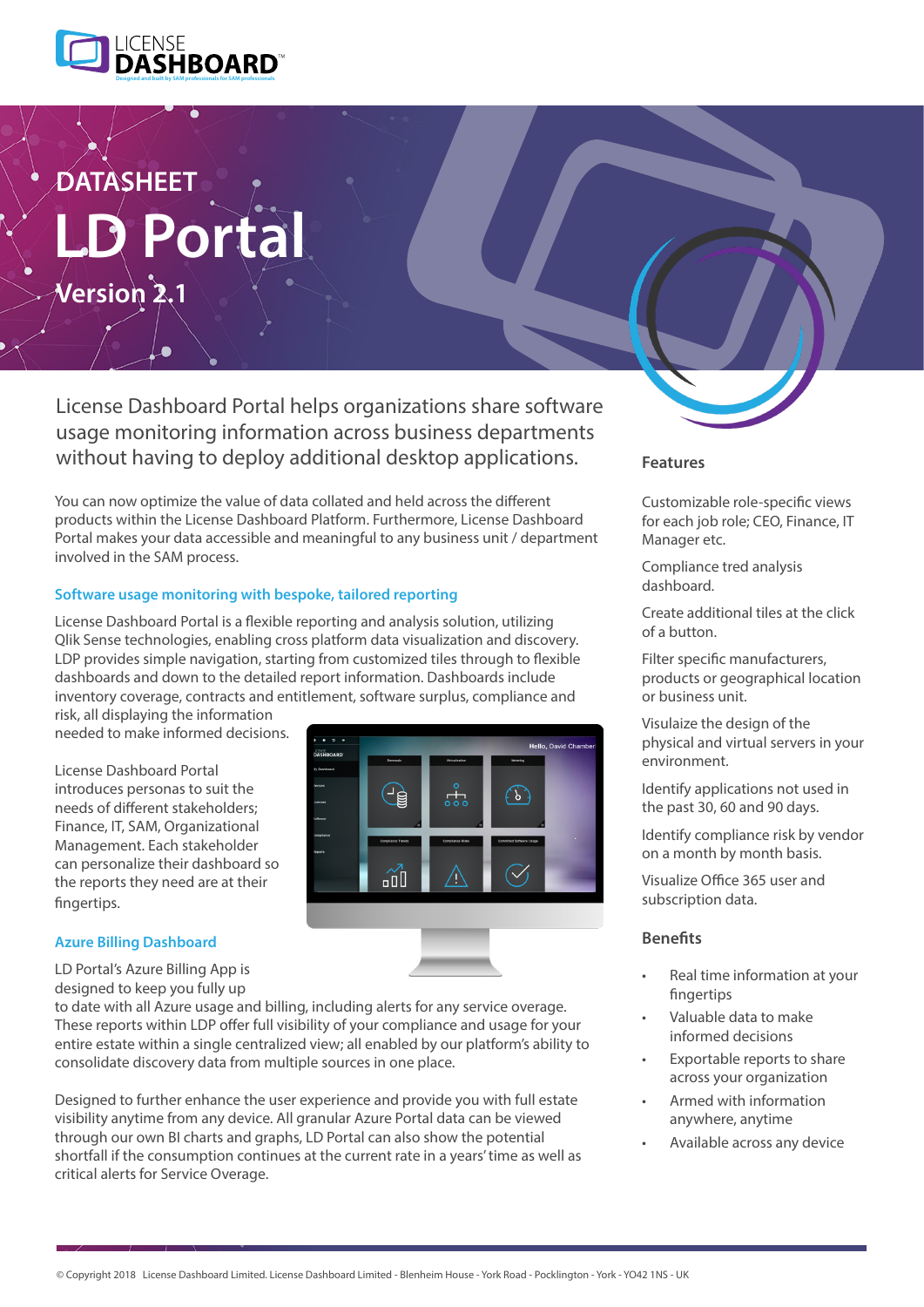DATASHEET

# LD Portal

Version 2.1

License Dashboard Portal helps organizations share software usage monitoring information across business departments without having to deploy additional desktop applications.

You can now optimize the value of data collated and held across the different products within the License Dashboard Platform. Furthermore, License Dashboard Portal makes your data accessible and meaningful to any business unit / department involved in the SAM process.

### Software usage monitoring with bespoke, tailored reporting

License Dashboard Portal is a flexible reporting and analysis solution, utilizing Qlik Sense technologies, enabling cross platform data visualization and discovery. LDP provides simple navigation, starting from customized tiles through to flexible dashboards and down to the detailed report information. Dashboards include inventory coverage, contracts and entitlement, software surplus, compliance and risk, all displaying the information needed to make informed decisions.

License Dashboard Portal introduces personas to suit the needs of different stakeholders; Finance, IT, SAM, Organizational Management. Each stakeholder can personalize their dashboard so the reports they need are at their fingertips.

### Azure Billing Dashboard

LD Portal's Azure Billing App is designed to keep you fully up to date with all Azure usage and billing, including alerts for any service overage. These reports within LDP offer full visibility of your compliance and usage for your entire estate within a single centralized view; all enabled by our platform's ability to consolidate discovery data from multiple sources in one place.

Designed to further enhance the user experience and provide you with full estate visibility anytime from any device. All granular Azure Portal data can be viewed through our own BI charts and graphs, LD Portal can also show the potential shortfall if the consumption continues at the current rate in a years' time as well as critical alerts for Service Overage.

### Features

Customizable role-specific views for each job role; CEO, Finance, IT Manager etc.

Compliance tred analysis dashboard.

Create additional tiles at the click of a button.

Filter specific manufacturers, products or geographical location or business unit.

Visulaize the design of the physical and virtual servers in your environment.

Identify applications not used in the past 30, 60 and 90 days.

Identify compliance risk by vendor on a month by month basis.

Visualize Office 365 user and subscription data.

### Benefits

- Real time information at your fingertips
- Valuable data to make informed decisions
- Exportable reports to share across your organization
- Armed with information anywhere, anytime
- Available across any device

© Copyright 2018 License Dashboard Limited. License Dashboard Limited - Blenheim House - York Road - Pocklington - York - YO42 1NS - UK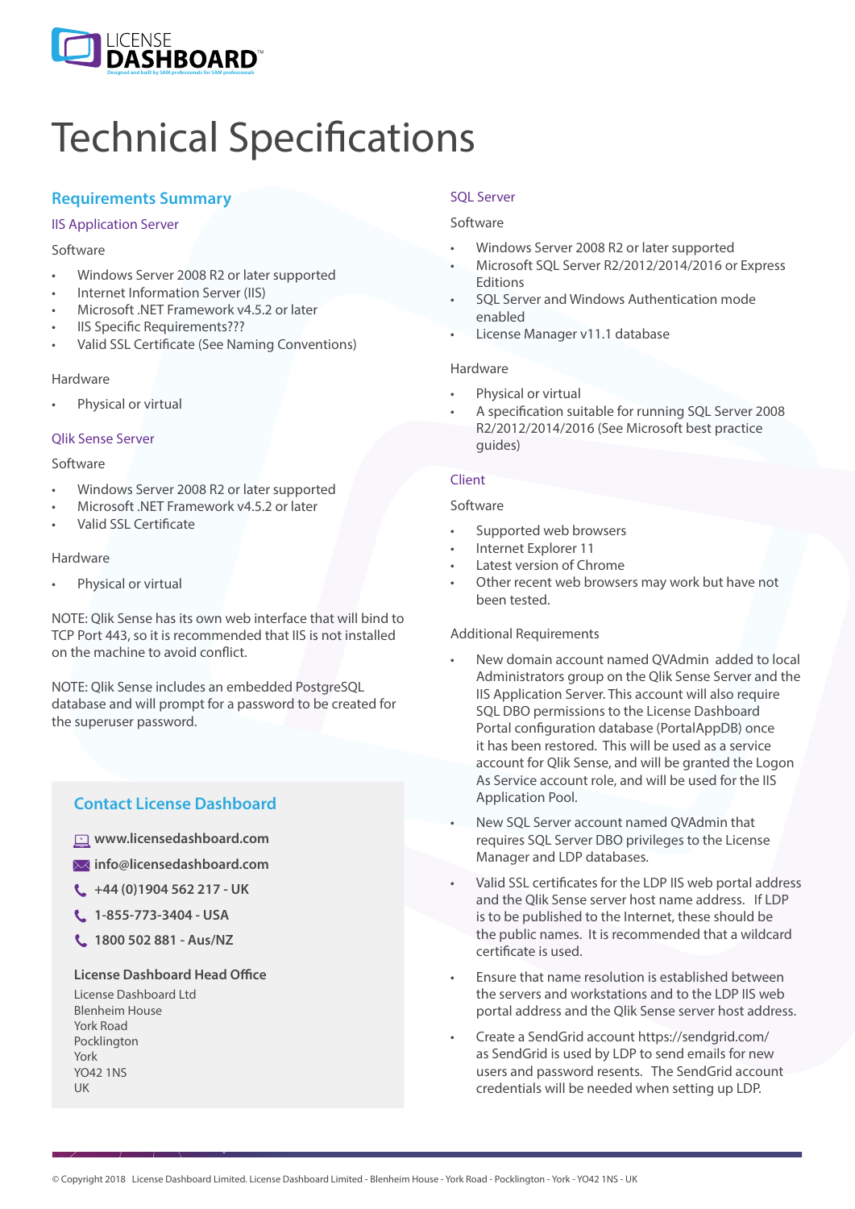# Technical Specifications

## Requirements Summary

### IIS Application Server

Software

- Windows Server 2008 R2 or later supported
- Internet Information Server (IIS)
- Microsoft .NET Framework v4.5.2 or later
- IIS Specific Requirements???
- Valid SSL Certificate (See Naming Conventions)

Hardware

- Physical or virtual

### Qlik Sense Server

Software

- Windows Server 2008 R2 or later supported
- Microsoft .NET Framework v4.5.2 or later
- Valid SSL Certificate

Hardware

- Physical or virtual

NOTE: Qlik Sense has its own web interface that will bind to TCP Port 443, so it is recommended that IIS is not installed on the machine to avoid conflict.

NOTE: Qlik Sense includes an embedded PostgreSQL database and will prompt for a password to be created for the superuser password.

## Contact License Dashboard

**www.licensedashboard.com**

**info@licensedashboard.com**

**+44 (0)1904 562 217 - UK**

**1-855-773-3404 - USA**

**1800 502 881 - Aus/NZ**

**License Dashboard Head Office**

License Dashboard Ltd
Blenheim House
York Road
Pocklington
York
YO42 1NS
UK

### SQL Server

Software

- Windows Server 2008 R2 or later supported
- Microsoft SQL Server R2/2012/2014/2016 or Express Editions
- SQL Server and Windows Authentication mode enabled
- License Manager v11.1 database

Hardware

- Physical or virtual
- A specification suitable for running SQL Server 2008 R2/2012/2014/2016 (See Microsoft best practice guides)

### Client

Software

- Supported web browsers
- Internet Explorer 11
- Latest version of Chrome
- Other recent web browsers may work but have not been tested.

Additional Requirements

- New domain account named QVAdmin added to local Administrators group on the Qlik Sense Server and the IIS Application Server. This account will also require SQL DBO permissions to the License Dashboard Portal configuration database (PortalAppDB) once it has been restored. This will be used as a service account for Qlik Sense, and will be granted the Logon As Service account role, and will be used for the IIS Application Pool.
- New SQL Server account named QVAdmin that requires SQL Server DBO privileges to the License Manager and LDP databases.
- Valid SSL certificates for the LDP IIS web portal address and the Qlik Sense server host name address. If LDP is to be published to the Internet, these should be the public names. It is recommended that a wildcard certificate is used.
- Ensure that name resolution is established between the servers and workstations and to the LDP IIS web portal address and the Qlik Sense server host address.
- Create a SendGrid account https://sendgrid.com/ as SendGrid is used by LDP to send emails for new users and password resents. The SendGrid account credentials will be needed when setting up LDP.

© Copyright 2018 License Dashboard Limited. License Dashboard Limited - Blenheim House - York Road - Pocklington - York - YO42 1NS - UK